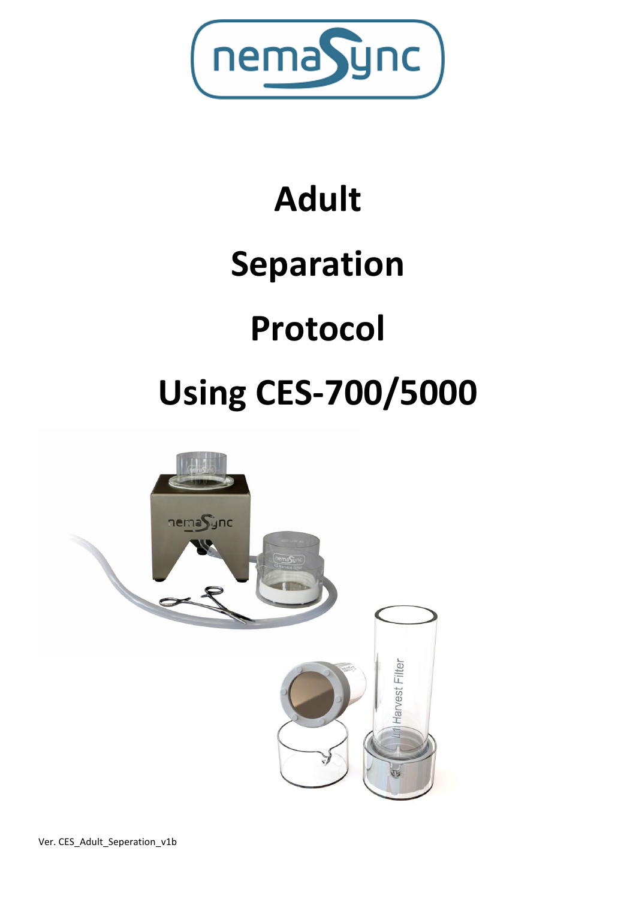# Adult Separation Protocol Using CES-700/5000

Ver. CES_Adult_Seperation_v1b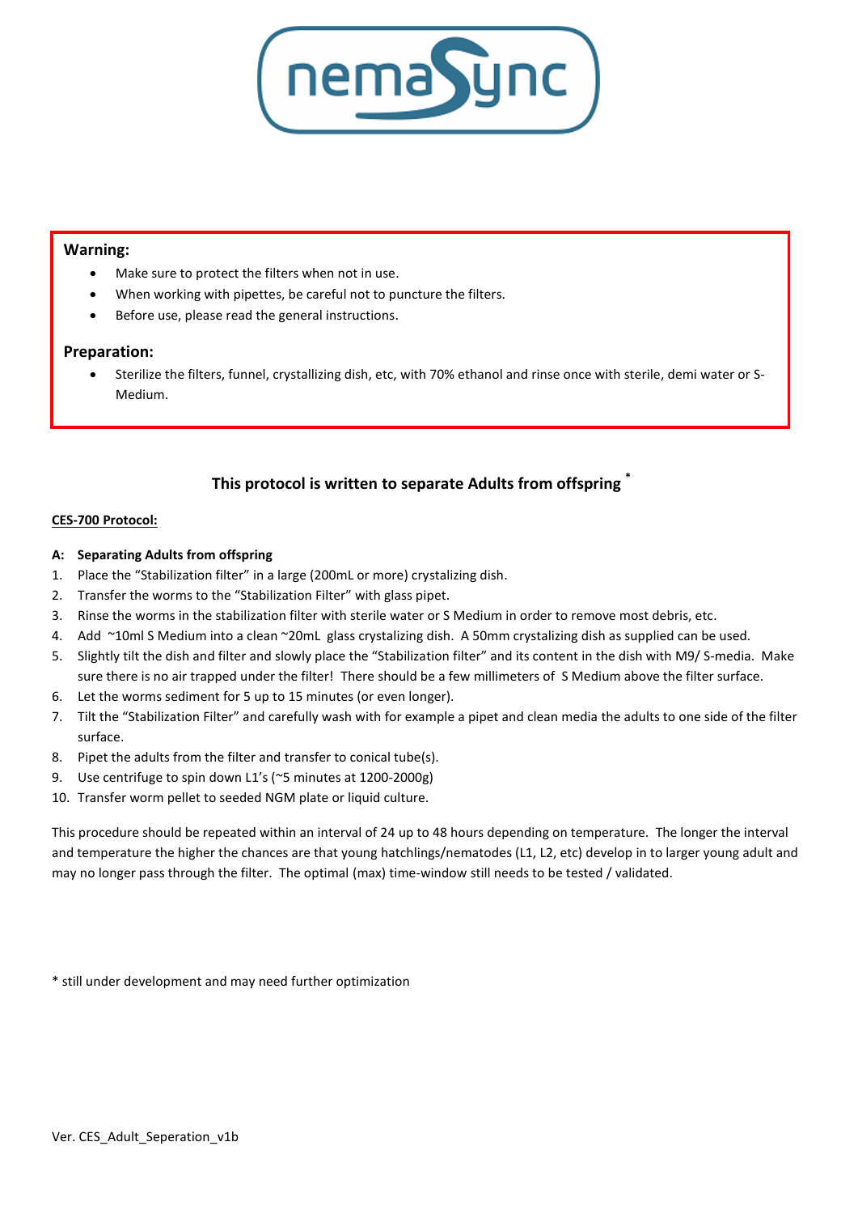nemaSync

**Warning:**

- Make sure to protect the filters when not in use.
- When working with pipettes, be careful not to puncture the filters.
- Before use, please read the general instructions.

**Preparation:**

- Sterilize the filters, funnel, crystallizing dish, etc, with 70% ethanol and rinse once with sterile, demi water or S-Medium.

### This protocol is written to separate Adults from offspring *

**CES-700 Protocol:**

**A: Separating Adults from offspring**

1. Place the "Stabilization filter" in a large (200mL or more) crystalizing dish.
2. Transfer the worms to the "Stabilization Filter" with glass pipet.
3. Rinse the worms in the stabilization filter with sterile water or S Medium in order to remove most debris, etc.
4. Add ~10ml S Medium into a clean ~20mL glass crystalizing dish. A 50mm crystalizing dish as supplied can be used.
5. Slightly tilt the dish and filter and slowly place the "Stabilization filter" and its content in the dish with M9/ S-media. Make sure there is no air trapped under the filter! There should be a few millimeters of S Medium above the filter surface.
6. Let the worms sediment for 5 up to 15 minutes (or even longer).
7. Tilt the "Stabilization Filter" and carefully wash with for example a pipet and clean media the adults to one side of the filter surface.
8. Pipet the adults from the filter and transfer to conical tube(s).
9. Use centrifuge to spin down L1's (~5 minutes at 1200-2000g)
10. Transfer worm pellet to seeded NGM plate or liquid culture.

This procedure should be repeated within an interval of 24 up to 48 hours depending on temperature. The longer the interval and temperature the higher the chances are that young hatchlings/nematodes (L1, L2, etc) develop in to larger young adult and may no longer pass through the filter. The optimal (max) time-window still needs to be tested / validated.

* still under development and may need further optimization

Ver. CES_Adult_Seperation_v1b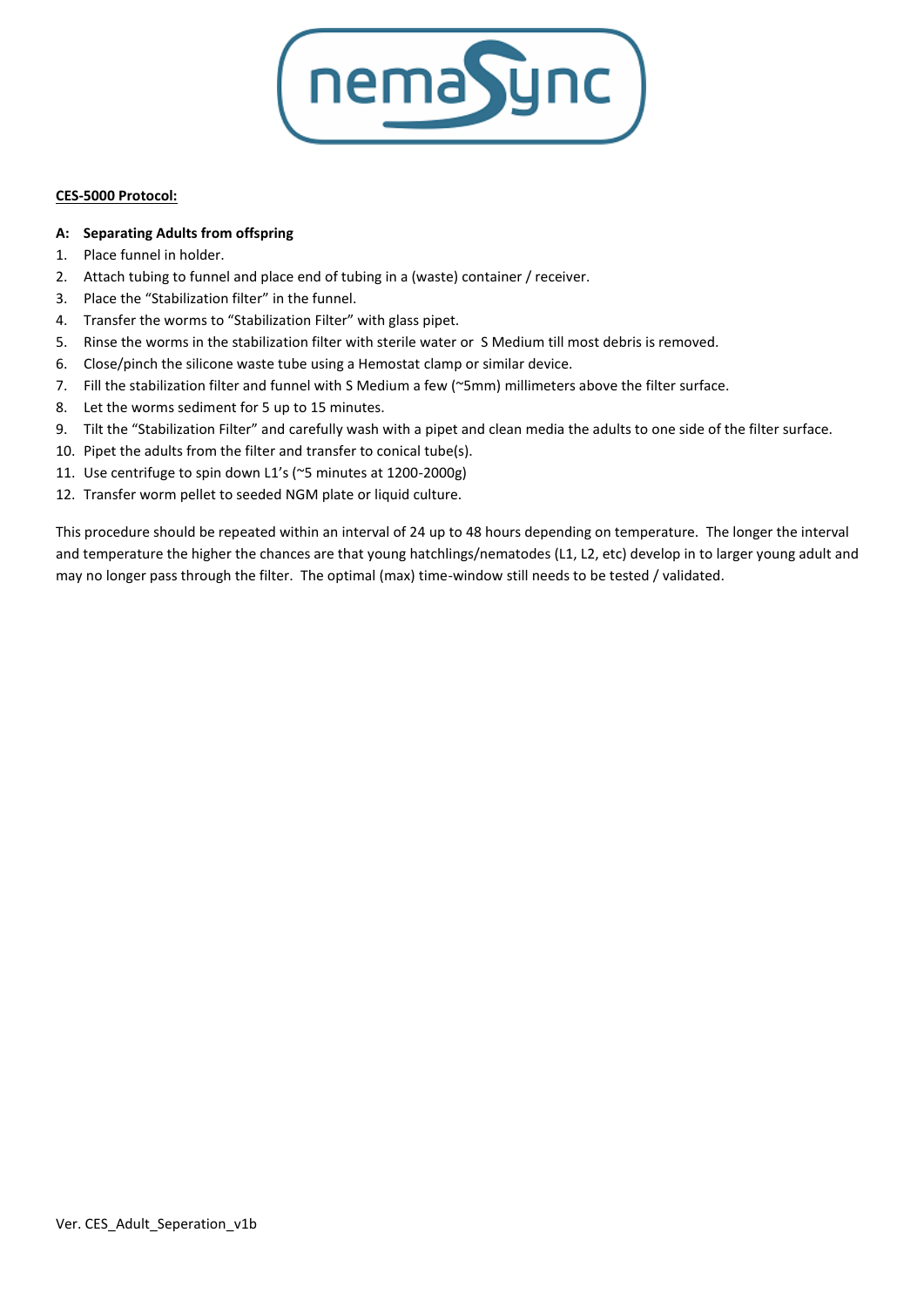**CES-5000 Protocol:**

**A: Separating Adults from offspring**

1. Place funnel in holder.
2. Attach tubing to funnel and place end of tubing in a (waste) container / receiver.
3. Place the "Stabilization filter" in the funnel.
4. Transfer the worms to "Stabilization Filter" with glass pipet.
5. Rinse the worms in the stabilization filter with sterile water or S Medium till most debris is removed.
6. Close/pinch the silicone waste tube using a Hemostat clamp or similar device.
7. Fill the stabilization filter and funnel with S Medium a few (~5mm) millimeters above the filter surface.
8. Let the worms sediment for 5 up to 15 minutes.
9. Tilt the "Stabilization Filter" and carefully wash with a pipet and clean media the adults to one side of the filter surface.
10. Pipet the adults from the filter and transfer to conical tube(s).
11. Use centrifuge to spin down L1's (~5 minutes at 1200-2000g)
12. Transfer worm pellet to seeded NGM plate or liquid culture.

This procedure should be repeated within an interval of 24 up to 48 hours depending on temperature. The longer the interval and temperature the higher the chances are that young hatchlings/nematodes (L1, L2, etc) develop in to larger young adult and may no longer pass through the filter. The optimal (max) time-window still needs to be tested / validated.

Ver. CES_Adult_Seperation_v1b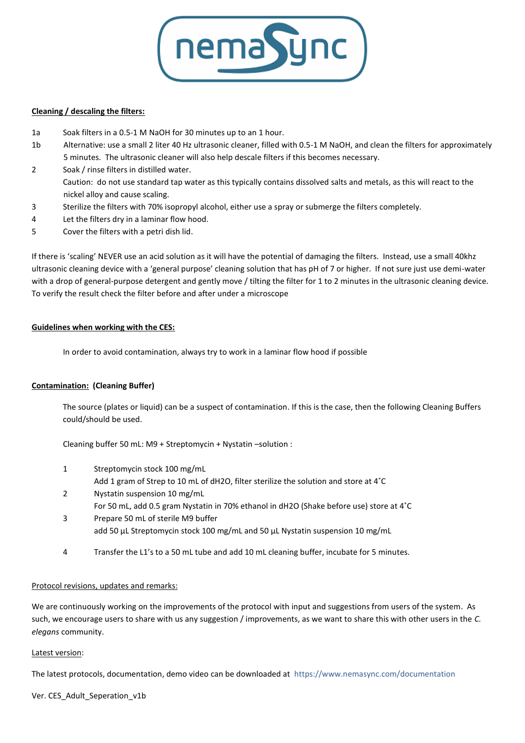**Cleaning / descaling the filters:**

1a Soak filters in a 0.5-1 M NaOH for 30 minutes up to an 1 hour.

1b Alternative: use a small 2 liter 40 Hz ultrasonic cleaner, filled with 0.5-1 M NaOH, and clean the filters for approximately 5 minutes. The ultrasonic cleaner will also help descale filters if this becomes necessary.

2 Soak / rinse filters in distilled water.
Caution: do not use standard tap water as this typically contains dissolved salts and metals, as this will react to the nickel alloy and cause scaling.

3 Sterilize the filters with 70% isopropyl alcohol, either use a spray or submerge the filters completely.

4 Let the filters dry in a laminar flow hood.

5 Cover the filters with a petri dish lid.

If there is 'scaling' NEVER use an acid solution as it will have the potential of damaging the filters. Instead, use a small 40khz ultrasonic cleaning device with a 'general purpose' cleaning solution that has pH of 7 or higher. If not sure just use demi-water with a drop of general-purpose detergent and gently move / tilting the filter for 1 to 2 minutes in the ultrasonic cleaning device. To verify the result check the filter before and after under a microscope

**Guidelines when working with the CES:**

In order to avoid contamination, always try to work in a laminar flow hood if possible

**Contamination: (Cleaning Buffer)**

The source (plates or liquid) can be a suspect of contamination. If this is the case, then the following Cleaning Buffers could/should be used.

Cleaning buffer 50 mL: M9 + Streptomycin + Nystatin –solution :

1 Streptomycin stock 100 mg/mL
Add 1 gram of Strep to 10 mL of dH2O, filter sterilize the solution and store at 4˚C

2 Nystatin suspension 10 mg/mL
For 50 mL, add 0.5 gram Nystatin in 70% ethanol in dH2O (Shake before use) store at 4˚C

3 Prepare 50 mL of sterile M9 buffer
add 50 µL Streptomycin stock 100 mg/mL and 50 µL Nystatin suspension 10 mg/mL

4 Transfer the L1's to a 50 mL tube and add 10 mL cleaning buffer, incubate for 5 minutes.

Protocol revisions, updates and remarks:

We are continuously working on the improvements of the protocol with input and suggestions from users of the system. As such, we encourage users to share with us any suggestion / improvements, as we want to share this with other users in the *C. elegans* community.

Latest version:

The latest protocols, documentation, demo video can be downloaded at https://www.nemasync.com/documentation

Ver. CES_Adult_Seperation_v1b